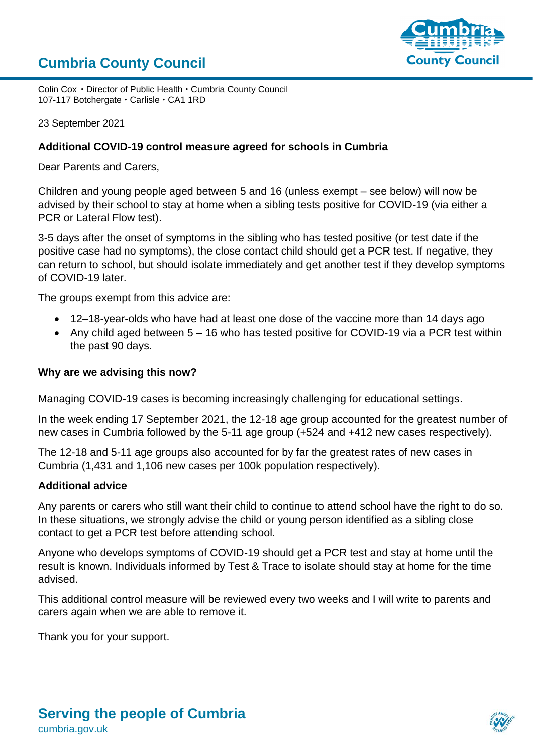# Cumbria County Council

Colin Cox・Director of Public Health・Cumbria County Council
107-117 Botchergate・Carlisle・CA1 1RD

23 September 2021

**Additional COVID-19 control measure agreed for schools in Cumbria**

Dear Parents and Carers,

Children and young people aged between 5 and 16 (unless exempt – see below) will now be advised by their school to stay at home when a sibling tests positive for COVID-19 (via either a PCR or Lateral Flow test).

3-5 days after the onset of symptoms in the sibling who has tested positive (or test date if the positive case had no symptoms), the close contact child should get a PCR test. If negative, they can return to school, but should isolate immediately and get another test if they develop symptoms of COVID-19 later.

The groups exempt from this advice are:

- 12–18-year-olds who have had at least one dose of the vaccine more than 14 days ago
- Any child aged between 5 – 16 who has tested positive for COVID-19 via a PCR test within the past 90 days.

**Why are we advising this now?**

Managing COVID-19 cases is becoming increasingly challenging for educational settings.

In the week ending 17 September 2021, the 12-18 age group accounted for the greatest number of new cases in Cumbria followed by the 5-11 age group (+524 and +412 new cases respectively).

The 12-18 and 5-11 age groups also accounted for by far the greatest rates of new cases in Cumbria (1,431 and 1,106 new cases per 100k population respectively).

**Additional advice**

Any parents or carers who still want their child to continue to attend school have the right to do so. In these situations, we strongly advise the child or young person identified as a sibling close contact to get a PCR test before attending school.

Anyone who develops symptoms of COVID-19 should get a PCR test and stay at home until the result is known. Individuals informed by Test & Trace to isolate should stay at home for the time advised.

This additional control measure will be reviewed every two weeks and I will write to parents and carers again when we are able to remove it.

Thank you for your support.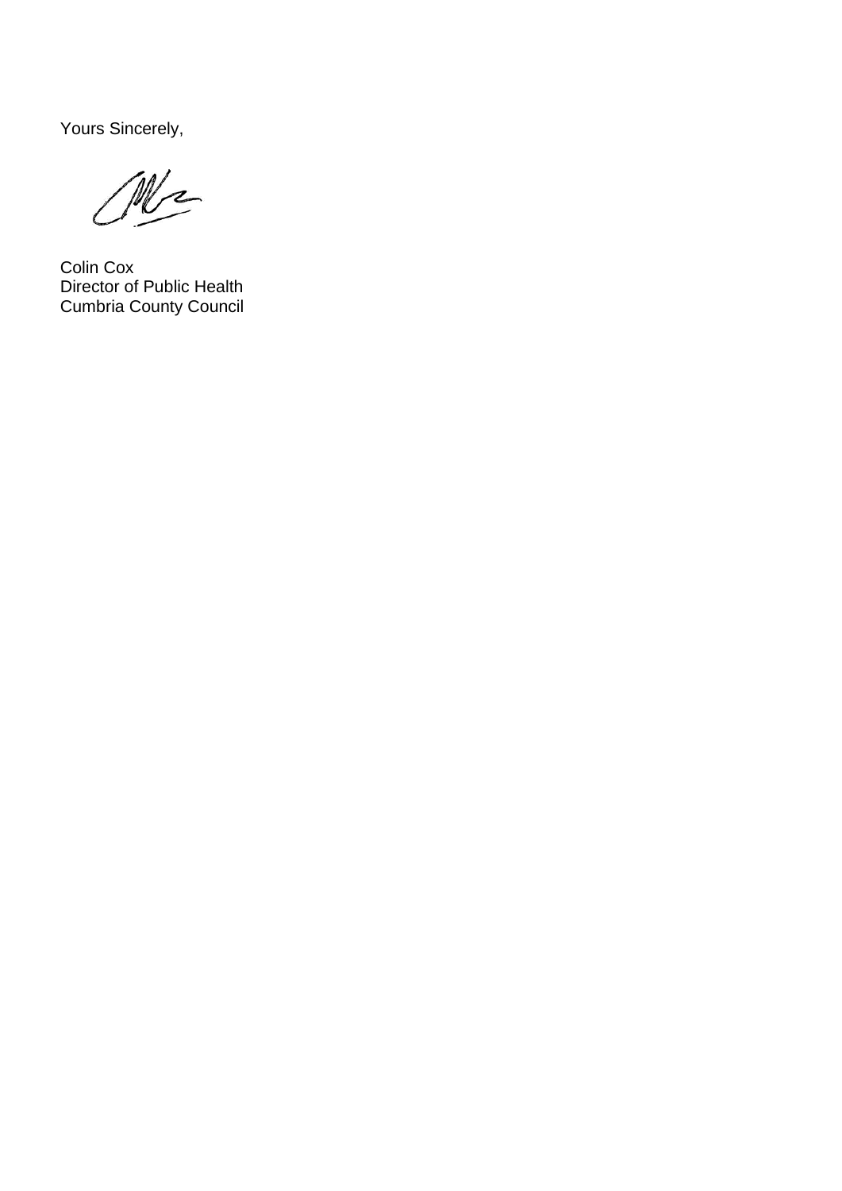Yours Sincerely,

Colin Cox
Director of Public Health
Cumbria County Council